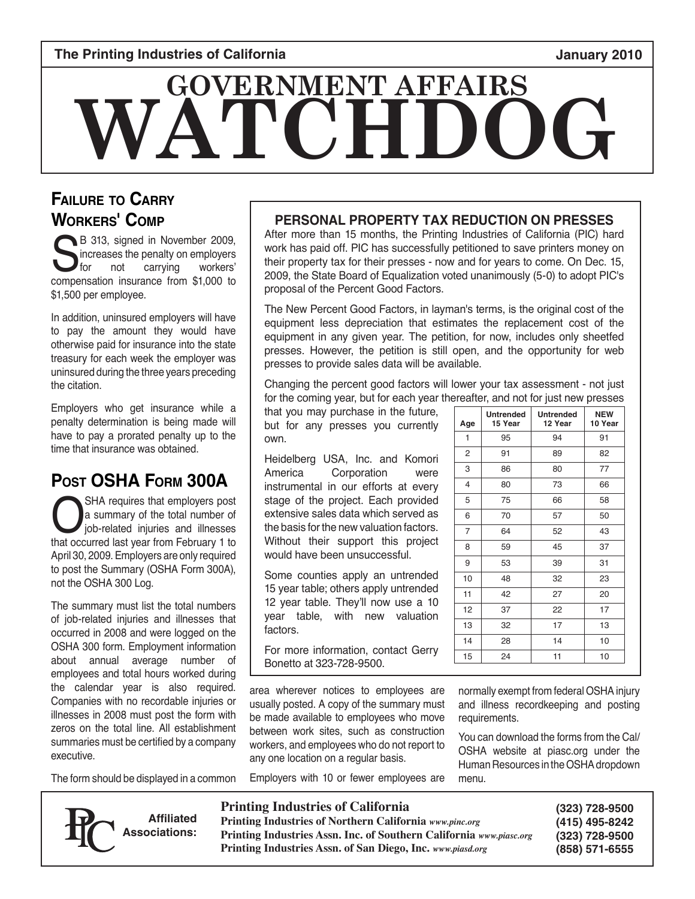The Printing Industries of California — January 2010

# GOVERNMENT AFFAIRS WATCHDOG

## Failure to Carry Workers' Comp

SB 313, signed in November 2009, increases the penalty on employers for not carrying workers' compensation insurance from $1,000 to $1,500 per employee.

In addition, uninsured employers will have to pay the amount they would have otherwise paid for insurance into the state treasury for each week the employer was uninsured during the three years preceding the citation.

Employers who get insurance while a penalty determination is being made will have to pay a prorated penalty up to the time that insurance was obtained.

## Post OSHA Form 300A

OSHA requires that employers post a summary of the total number of job-related injuries and illnesses that occurred last year from February 1 to April 30, 2009. Employers are only required to post the Summary (OSHA Form 300A), not the OSHA 300 Log.

The summary must list the total numbers of job-related injuries and illnesses that occurred in 2008 and were logged on the OSHA 300 form. Employment information about annual average number of employees and total hours worked during the calendar year is also required. Companies with no recordable injuries or illnesses in 2008 must post the form with zeros on the total line. All establishment summaries must be certified by a company executive.

The form should be displayed in a common area wherever notices to employees are usually posted. A copy of the summary must be made available to employees who move between work sites, such as construction workers, and employees who do not report to any one location on a regular basis.

Employers with 10 or fewer employees are normally exempt from federal OSHA injury and illness recordkeeping and posting requirements.

You can download the forms from the Cal/OSHA website at piasc.org under the Human Resources in the OSHA dropdown menu.

## PERSONAL PROPERTY TAX REDUCTION ON PRESSES

After more than 15 months, the Printing Industries of California (PIC) hard work has paid off. PIC has successfully petitioned to save printers money on their property tax for their presses - now and for years to come. On Dec. 15, 2009, the State Board of Equalization voted unanimously (5-0) to adopt PIC's proposal of the Percent Good Factors.

The New Percent Good Factors, in layman's terms, is the original cost of the equipment less depreciation that estimates the replacement cost of the equipment in any given year. The petition, for now, includes only sheetfed presses. However, the petition is still open, and the opportunity for web presses to provide sales data will be available.

Changing the percent good factors will lower your tax assessment - not just for the coming year, but for each year thereafter, and not for just new presses that you may purchase in the future, but for any presses you currently own.

Heidelberg USA, Inc. and Komori America Corporation were instrumental in our efforts at every stage of the project. Each provided extensive sales data which served as the basis for the new valuation factors. Without their support this project would have been unsuccessful.

Some counties apply an untrended 15 year table; others apply untrended 12 year table. They'll now use a 10 year table, with new valuation factors.

For more information, contact Gerry Bonetto at 323-728-9500.

| Age | Untrended 15 Year | Untrended 12 Year | NEW 10 Year |
|---|---|---|---|
| 1 | 95 | 94 | 91 |
| 2 | 91 | 89 | 82 |
| 3 | 86 | 80 | 77 |
| 4 | 80 | 73 | 66 |
| 5 | 75 | 66 | 58 |
| 6 | 70 | 57 | 50 |
| 7 | 64 | 52 | 43 |
| 8 | 59 | 45 | 37 |
| 9 | 53 | 39 | 31 |
| 10 | 48 | 32 | 23 |
| 11 | 42 | 27 | 20 |
| 12 | 37 | 22 | 17 |
| 13 | 32 | 17 | 13 |
| 14 | 28 | 14 | 10 |
| 15 | 24 | 11 | 10 |

**Affiliated Associations:**

| | |
|---|---|
| **Printing Industries of California** | (323) 728-9500 |
| **Printing Industries of Northern California** *www.pinc.org* | (415) 495-8242 |
| **Printing Industries Assn. Inc. of Southern California** *www.piasc.org* | (323) 728-9500 |
| **Printing Industries Assn. of San Diego, Inc.** *www.piasd.org* | (858) 571-6555 |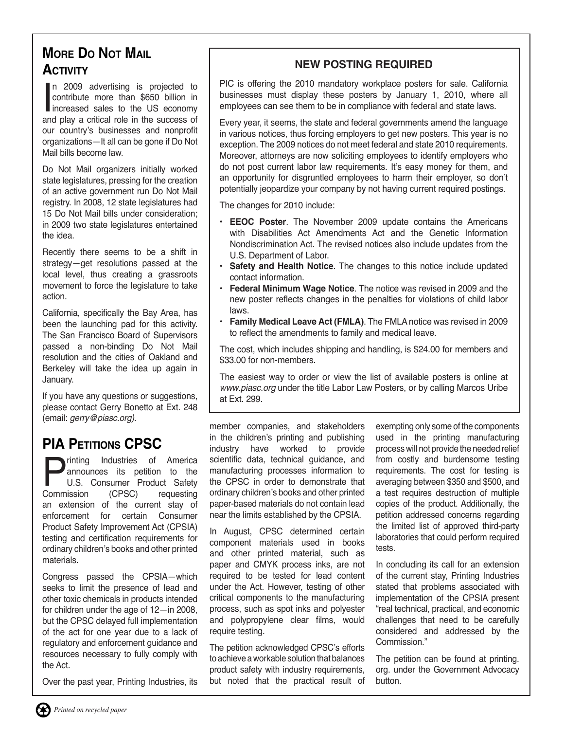## More Do Not Mail Activity

In 2009 advertising is projected to contribute more than $650 billion in increased sales to the US economy and play a critical role in the success of our country's businesses and nonprofit organizations—It all can be gone if Do Not Mail bills become law.

Do Not Mail organizers initially worked state legislatures, pressing for the creation of an active government run Do Not Mail registry. In 2008, 12 state legislatures had 15 Do Not Mail bills under consideration; in 2009 two state legislatures entertained the idea.

Recently there seems to be a shift in strategy—get resolutions passed at the local level, thus creating a grassroots movement to force the legislature to take action.

California, specifically the Bay Area, has been the launching pad for this activity. The San Francisco Board of Supervisors passed a non-binding Do Not Mail resolution and the cities of Oakland and Berkeley will take the idea up again in January.

If you have any questions or suggestions, please contact Gerry Bonetto at Ext. 248 (email: *gerry@piasc.org).*

## NEW POSTING REQUIRED

PIC is offering the 2010 mandatory workplace posters for sale. California businesses must display these posters by January 1, 2010, where all employees can see them to be in compliance with federal and state laws.

Every year, it seems, the state and federal governments amend the language in various notices, thus forcing employers to get new posters. This year is no exception. The 2009 notices do not meet federal and state 2010 requirements. Moreover, attorneys are now soliciting employees to identify employers who do not post current labor law requirements. It's easy money for them, and an opportunity for disgruntled employees to harm their employer, so don't potentially jeopardize your company by not having current required postings.

The changes for 2010 include:

- **EEOC Poster**. The November 2009 update contains the Americans with Disabilities Act Amendments Act and the Genetic Information Nondiscrimination Act. The revised notices also include updates from the U.S. Department of Labor.
- **Safety and Health Notice**. The changes to this notice include updated contact information.
- **Federal Minimum Wage Notice**. The notice was revised in 2009 and the new poster reflects changes in the penalties for violations of child labor laws.
- **Family Medical Leave Act (FMLA)**. The FMLA notice was revised in 2009 to reflect the amendments to family and medical leave.

The cost, which includes shipping and handling, is $24.00 for members and $33.00 for non-members.

The easiest way to order or view the list of available posters is online at *www.piasc.org* under the title Labor Law Posters, or by calling Marcos Uribe at Ext. 299.

## PIA Petitions CPSC

Printing Industries of America announces its petition to the U.S. Consumer Product Safety Commission (CPSC) requesting an extension of the current stay of enforcement for certain Consumer Product Safety Improvement Act (CPSIA) testing and certification requirements for ordinary children's books and other printed materials.

Congress passed the CPSIA—which seeks to limit the presence of lead and other toxic chemicals in products intended for children under the age of 12—in 2008, but the CPSC delayed full implementation of the act for one year due to a lack of regulatory and enforcement guidance and resources necessary to fully comply with the Act.

Over the past year, Printing Industries, its member companies, and stakeholders in the children's printing and publishing industry have worked to provide scientific data, technical guidance, and manufacturing processes information to the CPSC in order to demonstrate that ordinary children's books and other printed paper-based materials do not contain lead near the limits established by the CPSIA.

In August, CPSC determined certain component materials used in books and other printed material, such as paper and CMYK process inks, are not required to be tested for lead content under the Act. However, testing of other critical components to the manufacturing process, such as spot inks and polyester and polypropylene clear films, would require testing.

The petition acknowledged CPSC's efforts to achieve a workable solution that balances product safety with industry requirements, but noted that the practical result of exempting only some of the components used in the printing manufacturing process will not provide the needed relief from costly and burdensome testing requirements. The cost for testing is averaging between $350 and $500, and a test requires destruction of multiple copies of the product. Additionally, the petition addressed concerns regarding the limited list of approved third-party laboratories that could perform required tests.

In concluding its call for an extension of the current stay, Printing Industries stated that problems associated with implementation of the CPSIA present "real technical, practical, and economic challenges that need to be carefully considered and addressed by the Commission."

The petition can be found at printing. org. under the Government Advocacy button.

*Printed on recycled paper*